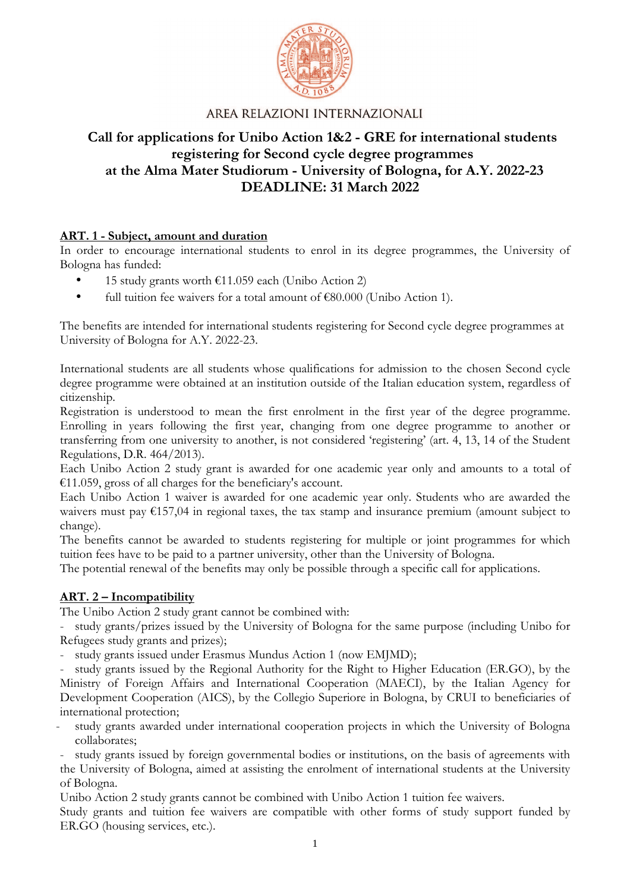AREA RELAZIONI INTERNAZIONALI

# Call for applications for Unibo Action 1&2 - GRE for international students registering for Second cycle degree programmes at the Alma Mater Studiorum - University of Bologna, for A.Y. 2022-23 DEADLINE: 31 March 2022

## ART. 1 - Subject, amount and duration

In order to encourage international students to enrol in its degree programmes, the University of Bologna has funded:

- 15 study grants worth €11.059 each (Unibo Action 2)
- full tuition fee waivers for a total amount of €80.000 (Unibo Action 1).

The benefits are intended for international students registering for Second cycle degree programmes at University of Bologna for A.Y. 2022-23.

International students are all students whose qualifications for admission to the chosen Second cycle degree programme were obtained at an institution outside of the Italian education system, regardless of citizenship.

Registration is understood to mean the first enrolment in the first year of the degree programme. Enrolling in years following the first year, changing from one degree programme to another or transferring from one university to another, is not considered 'registering' (art. 4, 13, 14 of the Student Regulations, D.R. 464/2013).

Each Unibo Action 2 study grant is awarded for one academic year only and amounts to a total of €11.059, gross of all charges for the beneficiary's account.

Each Unibo Action 1 waiver is awarded for one academic year only. Students who are awarded the waivers must pay €157,04 in regional taxes, the tax stamp and insurance premium (amount subject to change).

The benefits cannot be awarded to students registering for multiple or joint programmes for which tuition fees have to be paid to a partner university, other than the University of Bologna.

The potential renewal of the benefits may only be possible through a specific call for applications.

## ART. 2 – Incompatibility

The Unibo Action 2 study grant cannot be combined with:

- study grants/prizes issued by the University of Bologna for the same purpose (including Unibo for Refugees study grants and prizes);
- study grants issued under Erasmus Mundus Action 1 (now EMJMD);
- study grants issued by the Regional Authority for the Right to Higher Education (ER.GO), by the Ministry of Foreign Affairs and International Cooperation (MAECI), by the Italian Agency for Development Cooperation (AICS), by the Collegio Superiore in Bologna, by CRUI to beneficiaries of international protection;
- study grants awarded under international cooperation projects in which the University of Bologna collaborates;
- study grants issued by foreign governmental bodies or institutions, on the basis of agreements with the University of Bologna, aimed at assisting the enrolment of international students at the University of Bologna.

Unibo Action 2 study grants cannot be combined with Unibo Action 1 tuition fee waivers.

Study grants and tuition fee waivers are compatible with other forms of study support funded by ER.GO (housing services, etc.).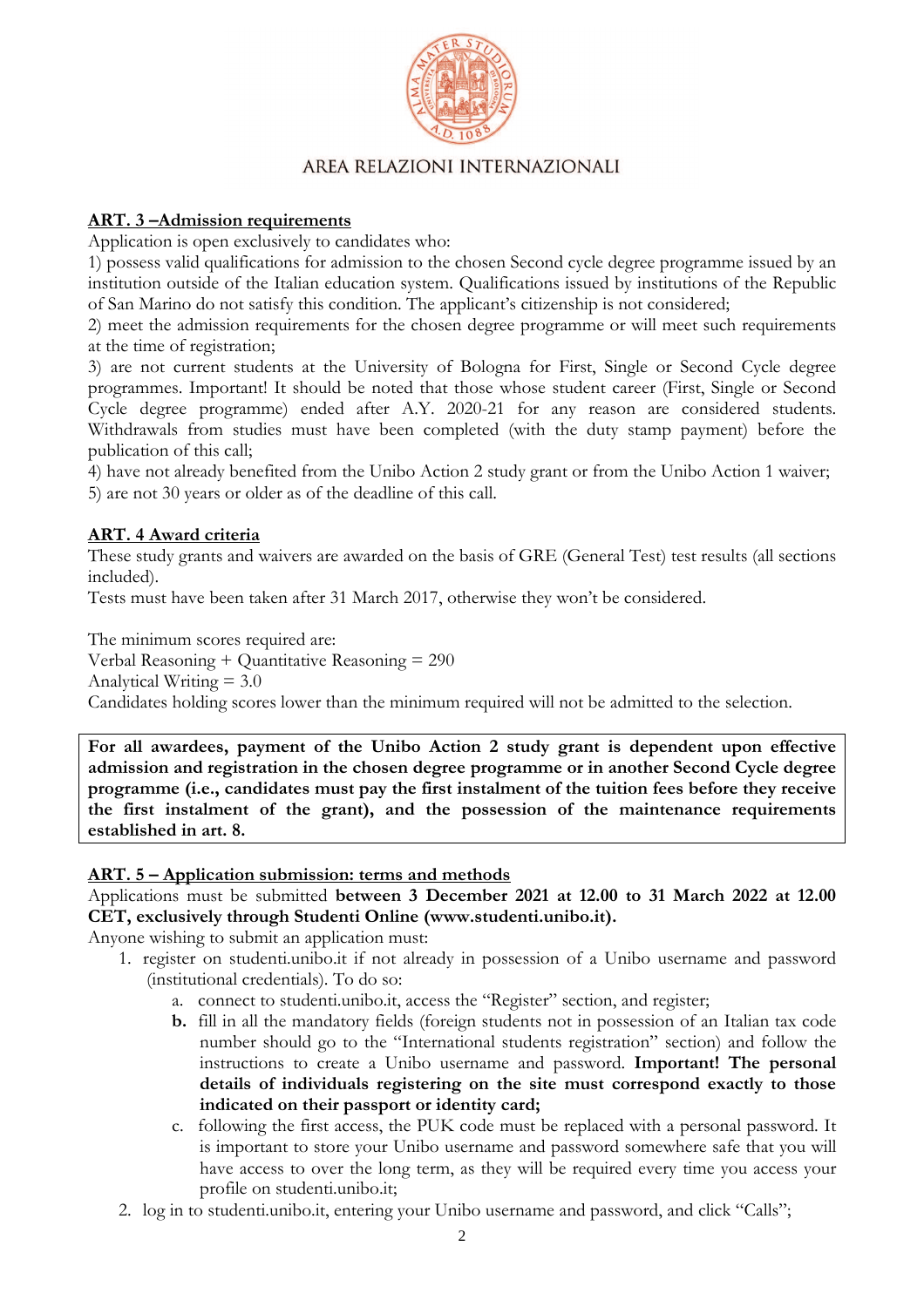## ART. 3 –Admission requirements

Application is open exclusively to candidates who:

1) possess valid qualifications for admission to the chosen Second cycle degree programme issued by an institution outside of the Italian education system. Qualifications issued by institutions of the Republic of San Marino do not satisfy this condition. The applicant's citizenship is not considered;

2) meet the admission requirements for the chosen degree programme or will meet such requirements at the time of registration;

3) are not current students at the University of Bologna for First, Single or Second Cycle degree programmes. Important! It should be noted that those whose student career (First, Single or Second Cycle degree programme) ended after A.Y. 2020-21 for any reason are considered students. Withdrawals from studies must have been completed (with the duty stamp payment) before the publication of this call;

4) have not already benefited from the Unibo Action 2 study grant or from the Unibo Action 1 waiver;

5) are not 30 years or older as of the deadline of this call.

## ART. 4 Award criteria

These study grants and waivers are awarded on the basis of GRE (General Test) test results (all sections included).

Tests must have been taken after 31 March 2017, otherwise they won't be considered.

The minimum scores required are:

Verbal Reasoning + Quantitative Reasoning = 290

Analytical Writing = 3.0

Candidates holding scores lower than the minimum required will not be admitted to the selection.

**For all awardees, payment of the Unibo Action 2 study grant is dependent upon effective admission and registration in the chosen degree programme or in another Second Cycle degree programme (i.e., candidates must pay the first instalment of the tuition fees before they receive the first instalment of the grant), and the possession of the maintenance requirements established in art. 8.**

## ART. 5 – Application submission: terms and methods

Applications must be submitted **between 3 December 2021 at 12.00 to 31 March 2022 at 12.00 CET, exclusively through Studenti Online (www.studenti.unibo.it).**

Anyone wishing to submit an application must:

1. register on studenti.unibo.it if not already in possession of a Unibo username and password (institutional credentials). To do so:
   a. connect to studenti.unibo.it, access the "Register" section, and register;
   **b.** fill in all the mandatory fields (foreign students not in possession of an Italian tax code number should go to the "International students registration" section) and follow the instructions to create a Unibo username and password. **Important! The personal details of individuals registering on the site must correspond exactly to those indicated on their passport or identity card;**
   c. following the first access, the PUK code must be replaced with a personal password. It is important to store your Unibo username and password somewhere safe that you will have access to over the long term, as they will be required every time you access your profile on studenti.unibo.it;
2. log in to studenti.unibo.it, entering your Unibo username and password, and click "Calls";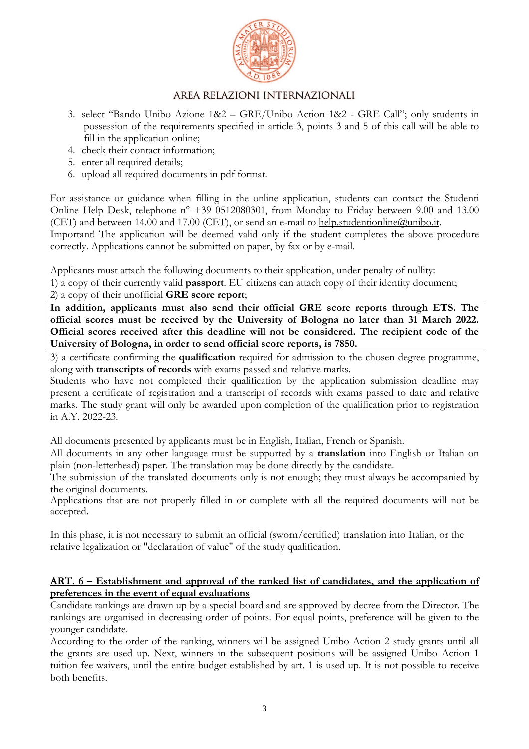3. select "Bando Unibo Azione 1&2 – GRE/Unibo Action 1&2 - GRE Call"; only students in possession of the requirements specified in article 3, points 3 and 5 of this call will be able to fill in the application online;
4. check their contact information;
5. enter all required details;
6. upload all required documents in pdf format.

For assistance or guidance when filling in the online application, students can contact the Studenti Online Help Desk, telephone n° +39 0512080301, from Monday to Friday between 9.00 and 13.00 (CET) and between 14.00 and 17.00 (CET), or send an e-mail to help.studentionline@unibo.it.
Important! The application will be deemed valid only if the student completes the above procedure correctly. Applications cannot be submitted on paper, by fax or by e-mail.

Applicants must attach the following documents to their application, under penalty of nullity:
1) a copy of their currently valid **passport**. EU citizens can attach copy of their identity document;
2) a copy of their unofficial **GRE score report**;

**In addition, applicants must also send their official GRE score reports through ETS. The official scores must be received by the University of Bologna no later than 31 March 2022. Official scores received after this deadline will not be considered. The recipient code of the University of Bologna, in order to send official score reports, is 7850.**

3) a certificate confirming the **qualification** required for admission to the chosen degree programme, along with **transcripts of records** with exams passed and relative marks.
Students who have not completed their qualification by the application submission deadline may present a certificate of registration and a transcript of records with exams passed to date and relative marks. The study grant will only be awarded upon completion of the qualification prior to registration in A.Y. 2022-23.

All documents presented by applicants must be in English, Italian, French or Spanish.
All documents in any other language must be supported by a **translation** into English or Italian on plain (non-letterhead) paper. The translation may be done directly by the candidate.
The submission of the translated documents only is not enough; they must always be accompanied by the original documents.
Applications that are not properly filled in or complete with all the required documents will not be accepted.

In this phase, it is not necessary to submit an official (sworn/certified) translation into Italian, or the relative legalization or "declaration of value" of the study qualification.

## ART. 6 – Establishment and approval of the ranked list of candidates, and the application of preferences in the event of equal evaluations

Candidate rankings are drawn up by a special board and are approved by decree from the Director. The rankings are organised in decreasing order of points. For equal points, preference will be given to the younger candidate.
According to the order of the ranking, winners will be assigned Unibo Action 2 study grants until all the grants are used up. Next, winners in the subsequent positions will be assigned Unibo Action 1 tuition fee waivers, until the entire budget established by art. 1 is used up. It is not possible to receive both benefits.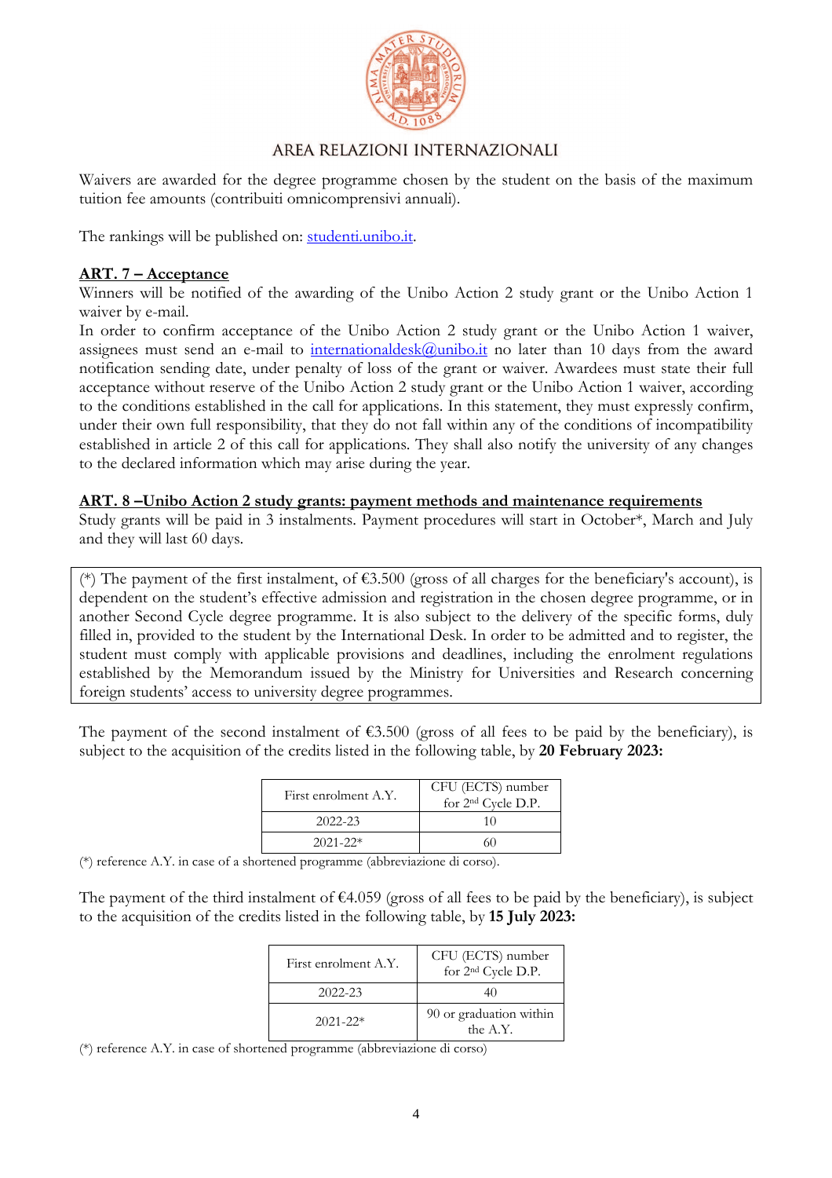Waivers are awarded for the degree programme chosen by the student on the basis of the maximum tuition fee amounts (contribuiti omnicomprensivi annuali).

The rankings will be published on: [studenti.unibo.it](studenti.unibo.it).

## ART. 7 – Acceptance

Winners will be notified of the awarding of the Unibo Action 2 study grant or the Unibo Action 1 waiver by e-mail.

In order to confirm acceptance of the Unibo Action 2 study grant or the Unibo Action 1 waiver, assignees must send an e-mail to internationaldesk@unibo.it no later than 10 days from the award notification sending date, under penalty of loss of the grant or waiver. Awardees must state their full acceptance without reserve of the Unibo Action 2 study grant or the Unibo Action 1 waiver, according to the conditions established in the call for applications. In this statement, they must expressly confirm, under their own full responsibility, that they do not fall within any of the conditions of incompatibility established in article 2 of this call for applications. They shall also notify the university of any changes to the declared information which may arise during the year.

## ART. 8 –Unibo Action 2 study grants: payment methods and maintenance requirements

Study grants will be paid in 3 instalments. Payment procedures will start in October*, March and July and they will last 60 days.

(*) The payment of the first instalment, of €3.500 (gross of all charges for the beneficiary's account), is dependent on the student's effective admission and registration in the chosen degree programme, or in another Second Cycle degree programme. It is also subject to the delivery of the specific forms, duly filled in, provided to the student by the International Desk. In order to be admitted and to register, the student must comply with applicable provisions and deadlines, including the enrolment regulations established by the Memorandum issued by the Ministry for Universities and Research concerning foreign students' access to university degree programmes.

The payment of the second instalment of €3.500 (gross of all fees to be paid by the beneficiary), is subject to the acquisition of the credits listed in the following table, by **20 February 2023:**

| First enrolment A.Y. | CFU (ECTS) number for 2nd Cycle D.P. |
|---|---|
| 2022-23 | 10 |
| 2021-22* | 60 |

(*) reference A.Y. in case of a shortened programme (abbreviazione di corso).

The payment of the third instalment of €4.059 (gross of all fees to be paid by the beneficiary), is subject to the acquisition of the credits listed in the following table, by **15 July 2023:**

| First enrolment A.Y. | CFU (ECTS) number for 2nd Cycle D.P. |
|---|---|
| 2022-23 | 40 |
| 2021-22* | 90 or graduation within the A.Y. |

(*) reference A.Y. in case of shortened programme (abbreviazione di corso)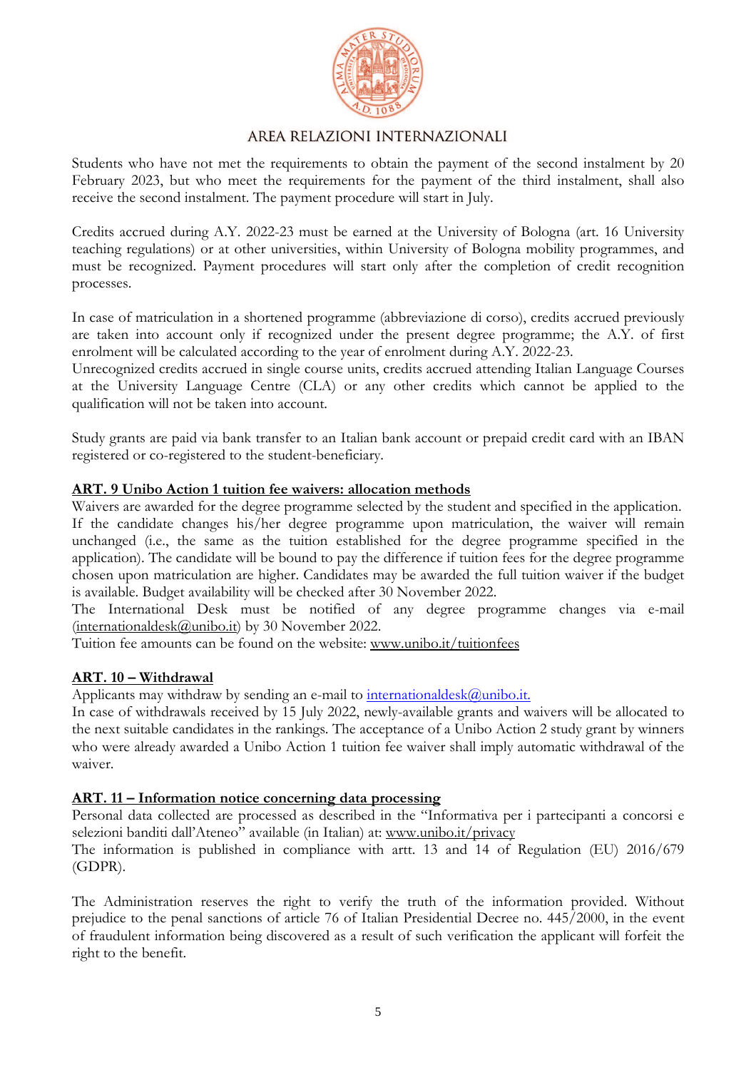Students who have not met the requirements to obtain the payment of the second instalment by 20 February 2023, but who meet the requirements for the payment of the third instalment, shall also receive the second instalment. The payment procedure will start in July.

Credits accrued during A.Y. 2022-23 must be earned at the University of Bologna (art. 16 University teaching regulations) or at other universities, within University of Bologna mobility programmes, and must be recognized. Payment procedures will start only after the completion of credit recognition processes.

In case of matriculation in a shortened programme (abbreviazione di corso), credits accrued previously are taken into account only if recognized under the present degree programme; the A.Y. of first enrolment will be calculated according to the year of enrolment during A.Y. 2022-23.
Unrecognized credits accrued in single course units, credits accrued attending Italian Language Courses at the University Language Centre (CLA) or any other credits which cannot be applied to the qualification will not be taken into account.

Study grants are paid via bank transfer to an Italian bank account or prepaid credit card with an IBAN registered or co-registered to the student-beneficiary.

## ART. 9 Unibo Action 1 tuition fee waivers: allocation methods

Waivers are awarded for the degree programme selected by the student and specified in the application. If the candidate changes his/her degree programme upon matriculation, the waiver will remain unchanged (i.e., the same as the tuition established for the degree programme specified in the application). The candidate will be bound to pay the difference if tuition fees for the degree programme chosen upon matriculation are higher. Candidates may be awarded the full tuition waiver if the budget is available. Budget availability will be checked after 30 November 2022.
The International Desk must be notified of any degree programme changes via e-mail (internationaldesk@unibo.it) by 30 November 2022.
Tuition fee amounts can be found on the website: www.unibo.it/tuitionfees

## ART. 10 – Withdrawal

Applicants may withdraw by sending an e-mail to internationaldesk@unibo.it.
In case of withdrawals received by 15 July 2022, newly-available grants and waivers will be allocated to the next suitable candidates in the rankings. The acceptance of a Unibo Action 2 study grant by winners who were already awarded a Unibo Action 1 tuition fee waiver shall imply automatic withdrawal of the waiver.

## ART. 11 – Information notice concerning data processing

Personal data collected are processed as described in the "Informativa per i partecipanti a concorsi e selezioni banditi dall'Ateneo" available (in Italian) at: www.unibo.it/privacy
The information is published in compliance with artt. 13 and 14 of Regulation (EU) 2016/679 (GDPR).

The Administration reserves the right to verify the truth of the information provided. Without prejudice to the penal sanctions of article 76 of Italian Presidential Decree no. 445/2000, in the event of fraudulent information being discovered as a result of such verification the applicant will forfeit the right to the benefit.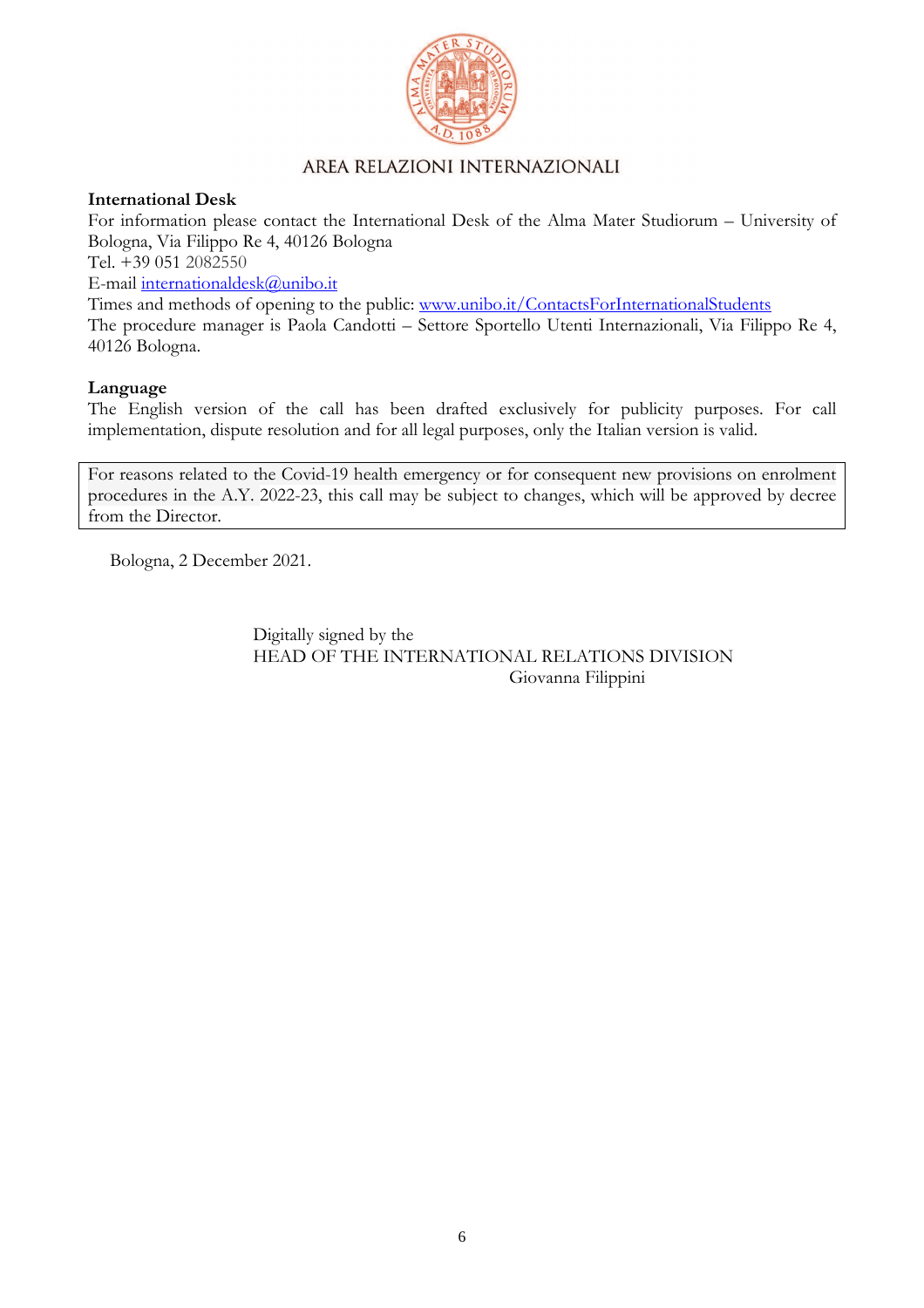AREA RELAZIONI INTERNAZIONALI

**International Desk**

For information please contact the International Desk of the Alma Mater Studiorum – University of Bologna, Via Filippo Re 4, 40126 Bologna

Tel. +39 051 2082550

E-mail internationaldesk@unibo.it

Times and methods of opening to the public: www.unibo.it/ContactsForInternationalStudents

The procedure manager is Paola Candotti – Settore Sportello Utenti Internazionali, Via Filippo Re 4, 40126 Bologna.

**Language**

The English version of the call has been drafted exclusively for publicity purposes. For call implementation, dispute resolution and for all legal purposes, only the Italian version is valid.

For reasons related to the Covid-19 health emergency or for consequent new provisions on enrolment procedures in the A.Y. 2022-23, this call may be subject to changes, which will be approved by decree from the Director.

Bologna, 2 December 2021.

Digitally signed by the
HEAD OF THE INTERNATIONAL RELATIONS DIVISION
Giovanna Filippini